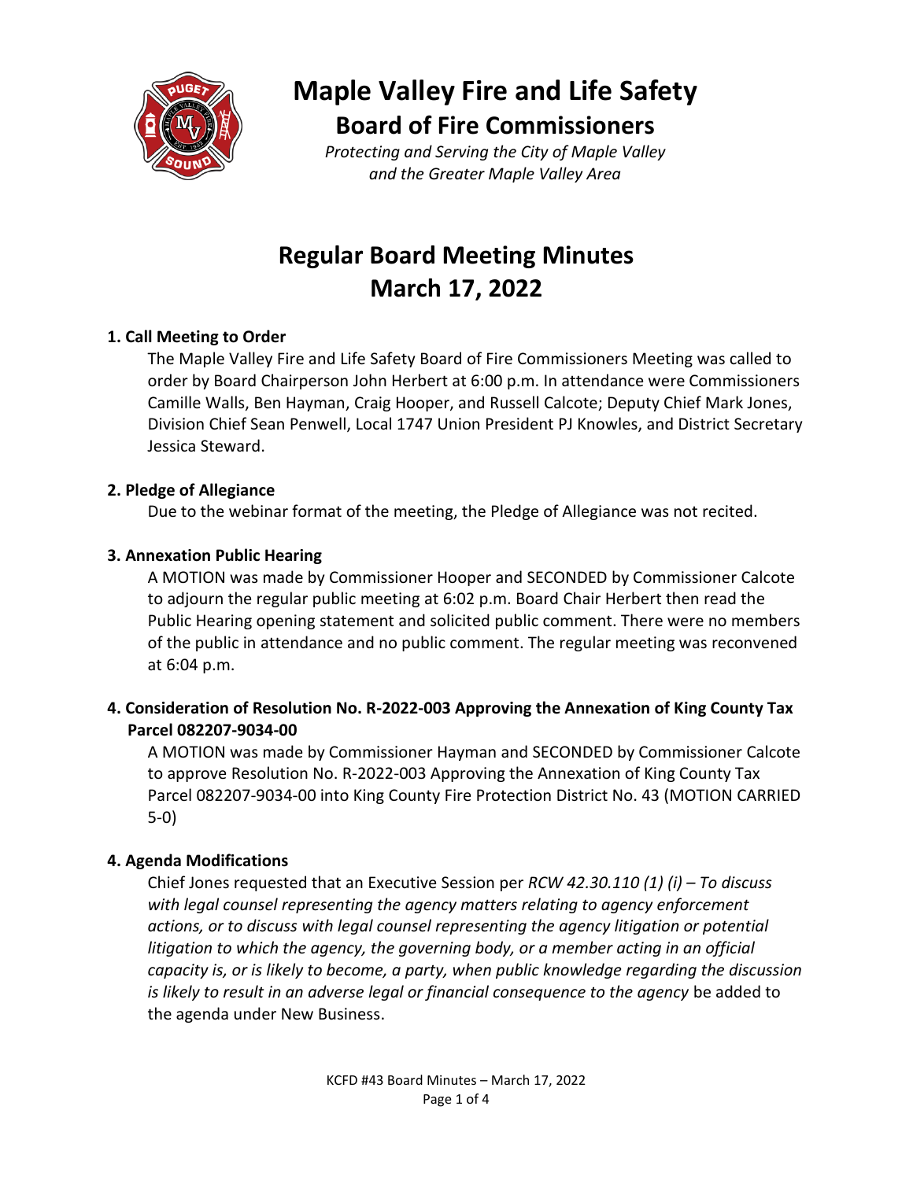# Maple Valley Fire and Life Safety

## Board of Fire Commissioners

*Protecting and Serving the City of Maple Valley and the Greater Maple Valley Area*

# Regular Board Meeting Minutes
# March 17, 2022

**1. Call Meeting to Order**

The Maple Valley Fire and Life Safety Board of Fire Commissioners Meeting was called to order by Board Chairperson John Herbert at 6:00 p.m. In attendance were Commissioners Camille Walls, Ben Hayman, Craig Hooper, and Russell Calcote; Deputy Chief Mark Jones, Division Chief Sean Penwell, Local 1747 Union President PJ Knowles, and District Secretary Jessica Steward.

**2. Pledge of Allegiance**

Due to the webinar format of the meeting, the Pledge of Allegiance was not recited.

**3. Annexation Public Hearing**

A MOTION was made by Commissioner Hooper and SECONDED by Commissioner Calcote to adjourn the regular public meeting at 6:02 p.m. Board Chair Herbert then read the Public Hearing opening statement and solicited public comment. There were no members of the public in attendance and no public comment. The regular meeting was reconvened at 6:04 p.m.

**4. Consideration of Resolution No. R-2022-003 Approving the Annexation of King County Tax Parcel 082207-9034-00**

A MOTION was made by Commissioner Hayman and SECONDED by Commissioner Calcote to approve Resolution No. R-2022-003 Approving the Annexation of King County Tax Parcel 082207-9034-00 into King County Fire Protection District No. 43 (MOTION CARRIED 5-0)

**4. Agenda Modifications**

Chief Jones requested that an Executive Session per *RCW 42.30.110 (1) (i) – To discuss with legal counsel representing the agency matters relating to agency enforcement actions, or to discuss with legal counsel representing the agency litigation or potential litigation to which the agency, the governing body, or a member acting in an official capacity is, or is likely to become, a party, when public knowledge regarding the discussion is likely to result in an adverse legal or financial consequence to the agency* be added to the agenda under New Business.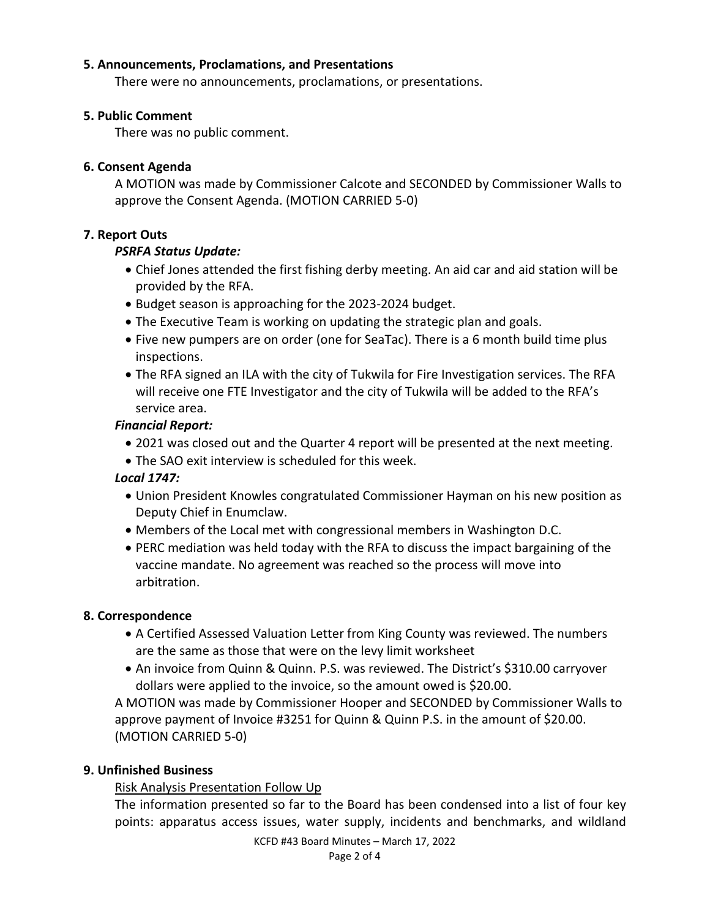**5. Announcements, Proclamations, and Presentations**

There were no announcements, proclamations, or presentations.

**5. Public Comment**

There was no public comment.

**6. Consent Agenda**

A MOTION was made by Commissioner Calcote and SECONDED by Commissioner Walls to approve the Consent Agenda. (MOTION CARRIED 5-0)

**7. Report Outs**

***PSRFA Status Update:***

- Chief Jones attended the first fishing derby meeting. An aid car and aid station will be provided by the RFA.
- Budget season is approaching for the 2023-2024 budget.
- The Executive Team is working on updating the strategic plan and goals.
- Five new pumpers are on order (one for SeaTac). There is a 6 month build time plus inspections.
- The RFA signed an ILA with the city of Tukwila for Fire Investigation services. The RFA will receive one FTE Investigator and the city of Tukwila will be added to the RFA's service area.

***Financial Report:***

- 2021 was closed out and the Quarter 4 report will be presented at the next meeting.
- The SAO exit interview is scheduled for this week.

***Local 1747:***

- Union President Knowles congratulated Commissioner Hayman on his new position as Deputy Chief in Enumclaw.
- Members of the Local met with congressional members in Washington D.C.
- PERC mediation was held today with the RFA to discuss the impact bargaining of the vaccine mandate. No agreement was reached so the process will move into arbitration.

**8. Correspondence**

- A Certified Assessed Valuation Letter from King County was reviewed. The numbers are the same as those that were on the levy limit worksheet
- An invoice from Quinn & Quinn. P.S. was reviewed. The District's $310.00 carryover dollars were applied to the invoice, so the amount owed is $20.00.

A MOTION was made by Commissioner Hooper and SECONDED by Commissioner Walls to approve payment of Invoice #3251 for Quinn & Quinn P.S. in the amount of $20.00. (MOTION CARRIED 5-0)

**9. Unfinished Business**

Risk Analysis Presentation Follow Up

The information presented so far to the Board has been condensed into a list of four key points: apparatus access issues, water supply, incidents and benchmarks, and wildland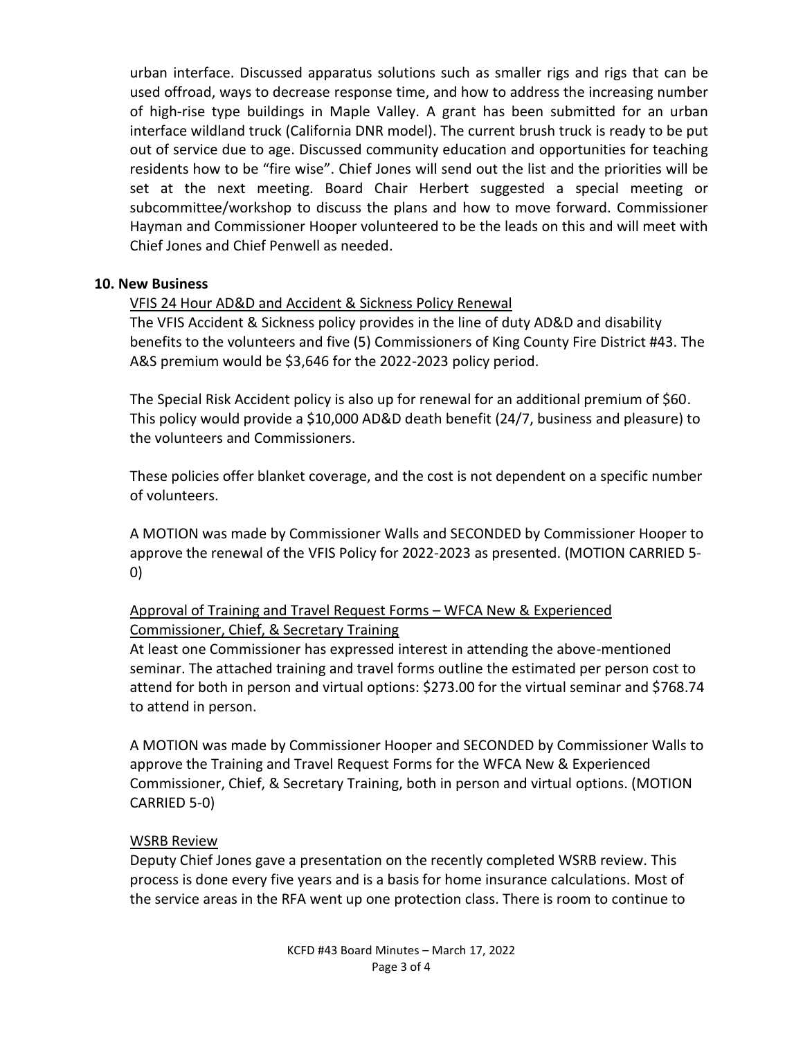urban interface. Discussed apparatus solutions such as smaller rigs and rigs that can be used offroad, ways to decrease response time, and how to address the increasing number of high-rise type buildings in Maple Valley. A grant has been submitted for an urban interface wildland truck (California DNR model). The current brush truck is ready to be put out of service due to age. Discussed community education and opportunities for teaching residents how to be "fire wise". Chief Jones will send out the list and the priorities will be set at the next meeting. Board Chair Herbert suggested a special meeting or subcommittee/workshop to discuss the plans and how to move forward. Commissioner Hayman and Commissioner Hooper volunteered to be the leads on this and will meet with Chief Jones and Chief Penwell as needed.

**10. New Business**

VFIS 24 Hour AD&D and Accident & Sickness Policy Renewal

The VFIS Accident & Sickness policy provides in the line of duty AD&D and disability benefits to the volunteers and five (5) Commissioners of King County Fire District #43. The A&S premium would be $3,646 for the 2022-2023 policy period.

The Special Risk Accident policy is also up for renewal for an additional premium of $60. This policy would provide a $10,000 AD&D death benefit (24/7, business and pleasure) to the volunteers and Commissioners.

These policies offer blanket coverage, and the cost is not dependent on a specific number of volunteers.

A MOTION was made by Commissioner Walls and SECONDED by Commissioner Hooper to approve the renewal of the VFIS Policy for 2022-2023 as presented. (MOTION CARRIED 5-0)

Approval of Training and Travel Request Forms – WFCA New & Experienced Commissioner, Chief, & Secretary Training

At least one Commissioner has expressed interest in attending the above-mentioned seminar. The attached training and travel forms outline the estimated per person cost to attend for both in person and virtual options: $273.00 for the virtual seminar and $768.74 to attend in person.

A MOTION was made by Commissioner Hooper and SECONDED by Commissioner Walls to approve the Training and Travel Request Forms for the WFCA New & Experienced Commissioner, Chief, & Secretary Training, both in person and virtual options. (MOTION CARRIED 5-0)

WSRB Review

Deputy Chief Jones gave a presentation on the recently completed WSRB review. This process is done every five years and is a basis for home insurance calculations. Most of the service areas in the RFA went up one protection class. There is room to continue to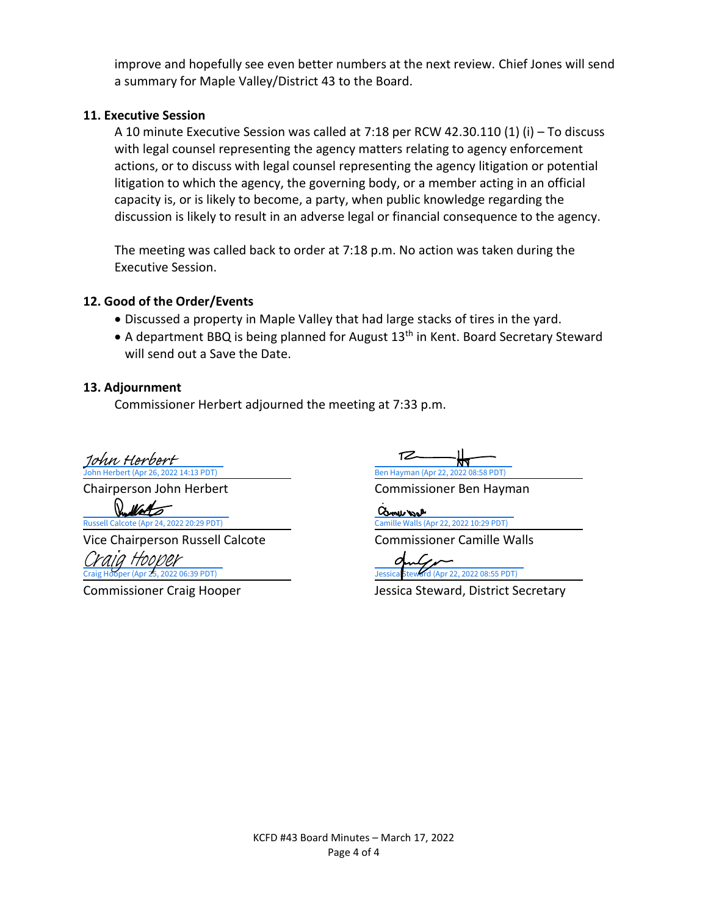improve and hopefully see even better numbers at the next review. Chief Jones will send a summary for Maple Valley/District 43 to the Board.

**11. Executive Session**

A 10 minute Executive Session was called at 7:18 per RCW 42.30.110 (1) (i) – To discuss with legal counsel representing the agency matters relating to agency enforcement actions, or to discuss with legal counsel representing the agency litigation or potential litigation to which the agency, the governing body, or a member acting in an official capacity is, or is likely to become, a party, when public knowledge regarding the discussion is likely to result in an adverse legal or financial consequence to the agency.

The meeting was called back to order at 7:18 p.m. No action was taken during the Executive Session.

**12. Good of the Order/Events**

- Discussed a property in Maple Valley that had large stacks of tires in the yard.
- A department BBQ is being planned for August 13th in Kent. Board Secretary Steward will send out a Save the Date.

**13. Adjournment**

Commissioner Herbert adjourned the meeting at 7:33 p.m.

| | |
|---|---|
| John Herbert<br>John Herbert (Apr 26, 2022 14:13 PDT)<br>Chairperson John Herbert | Ben Hayman (Apr 22, 2022 08:58 PDT)<br>Commissioner Ben Hayman |
| Russell Calcote (Apr 24, 2022 20:29 PDT)<br>Vice Chairperson Russell Calcote | Camille Walls (Apr 22, 2022 10:29 PDT)<br>Commissioner Camille Walls |
| Craig Hooper<br>Craig Hooper (Apr 25, 2022 06:39 PDT)<br>Commissioner Craig Hooper | Jessica Steward (Apr 22, 2022 08:55 PDT)<br>Jessica Steward, District Secretary |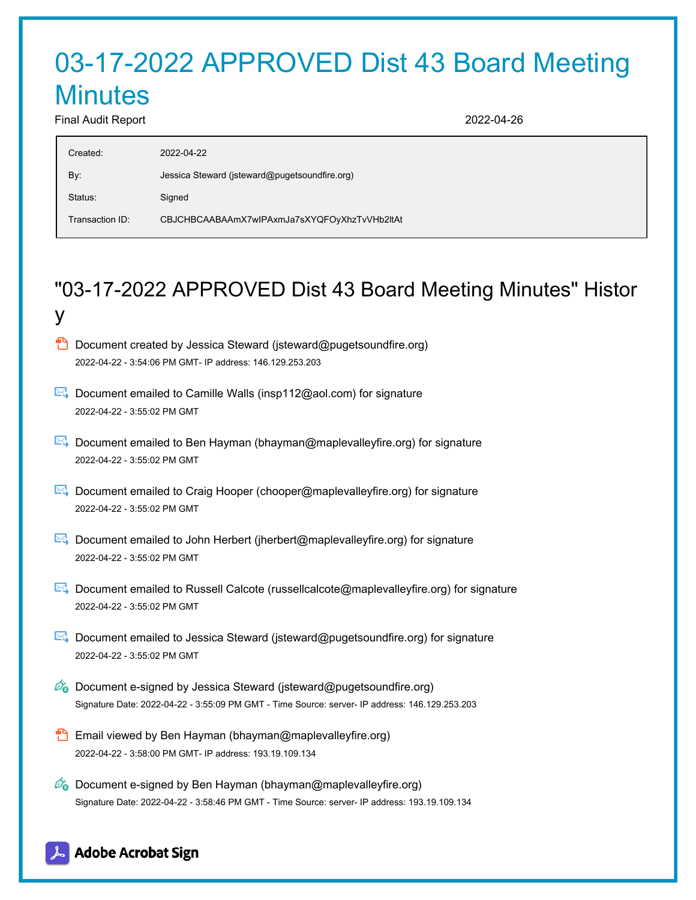# 03-17-2022 APPROVED Dist 43 Board Meeting Minutes

Final Audit Report 2022-04-26

| | |
|---|---|
| Created: | 2022-04-22 |
| By: | Jessica Steward (jsteward@pugetsoundfire.org) |
| Status: | Signed |
| Transaction ID: | CBJCHBCAABAAmX7wIPAxmJa7sXYQFOyXhzTvVHb2ltAt |

## "03-17-2022 APPROVED Dist 43 Board Meeting Minutes" History

- Document created by Jessica Steward (jsteward@pugetsoundfire.org)
  2022-04-22 - 3:54:06 PM GMT- IP address: 146.129.253.203

- Document emailed to Camille Walls (insp112@aol.com) for signature
  2022-04-22 - 3:55:02 PM GMT

- Document emailed to Ben Hayman (bhayman@maplevalleyfire.org) for signature
  2022-04-22 - 3:55:02 PM GMT

- Document emailed to Craig Hooper (chooper@maplevalleyfire.org) for signature
  2022-04-22 - 3:55:02 PM GMT

- Document emailed to John Herbert (jherbert@maplevalleyfire.org) for signature
  2022-04-22 - 3:55:02 PM GMT

- Document emailed to Russell Calcote (russellcalcote@maplevalleyfire.org) for signature
  2022-04-22 - 3:55:02 PM GMT

- Document emailed to Jessica Steward (jsteward@pugetsoundfire.org) for signature
  2022-04-22 - 3:55:02 PM GMT

- Document e-signed by Jessica Steward (jsteward@pugetsoundfire.org)
  Signature Date: 2022-04-22 - 3:55:09 PM GMT - Time Source: server- IP address: 146.129.253.203

- Email viewed by Ben Hayman (bhayman@maplevalleyfire.org)
  2022-04-22 - 3:58:00 PM GMT- IP address: 193.19.109.134

- Document e-signed by Ben Hayman (bhayman@maplevalleyfire.org)
  Signature Date: 2022-04-22 - 3:58:46 PM GMT - Time Source: server- IP address: 193.19.109.134

Adobe Acrobat Sign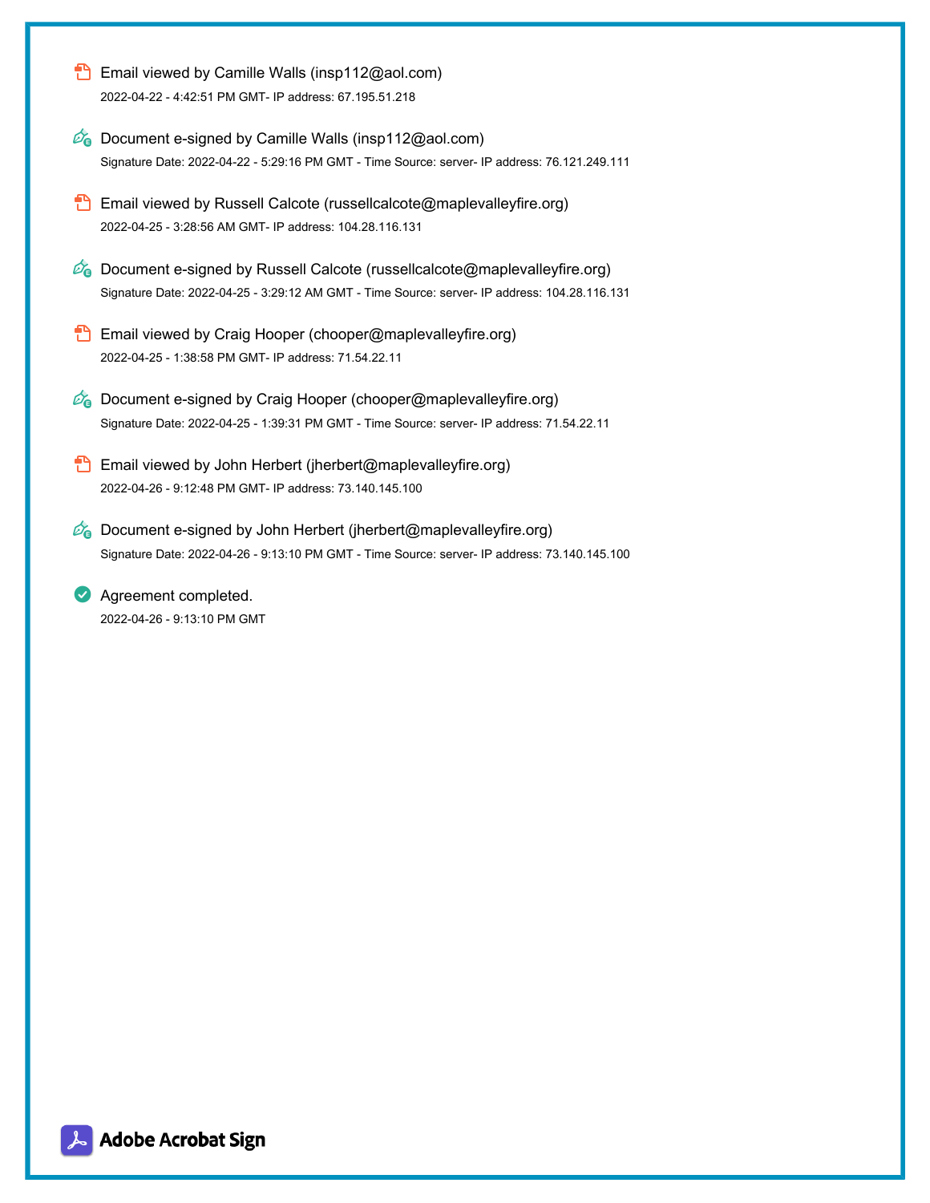Email viewed by Camille Walls (insp112@aol.com)

2022-04-22 - 4:42:51 PM GMT- IP address: 67.195.51.218

Document e-signed by Camille Walls (insp112@aol.com)

Signature Date: 2022-04-22 - 5:29:16 PM GMT - Time Source: server- IP address: 76.121.249.111

Email viewed by Russell Calcote (russellcalcote@maplevalleyfire.org)

2022-04-25 - 3:28:56 AM GMT- IP address: 104.28.116.131

Document e-signed by Russell Calcote (russellcalcote@maplevalleyfire.org)

Signature Date: 2022-04-25 - 3:29:12 AM GMT - Time Source: server- IP address: 104.28.116.131

Email viewed by Craig Hooper (chooper@maplevalleyfire.org)

2022-04-25 - 1:38:58 PM GMT- IP address: 71.54.22.11

Document e-signed by Craig Hooper (chooper@maplevalleyfire.org)

Signature Date: 2022-04-25 - 1:39:31 PM GMT - Time Source: server- IP address: 71.54.22.11

Email viewed by John Herbert (jherbert@maplevalleyfire.org)

2022-04-26 - 9:12:48 PM GMT- IP address: 73.140.145.100

Document e-signed by John Herbert (jherbert@maplevalleyfire.org)

Signature Date: 2022-04-26 - 9:13:10 PM GMT - Time Source: server- IP address: 73.140.145.100

Agreement completed.

2022-04-26 - 9:13:10 PM GMT

Adobe Acrobat Sign